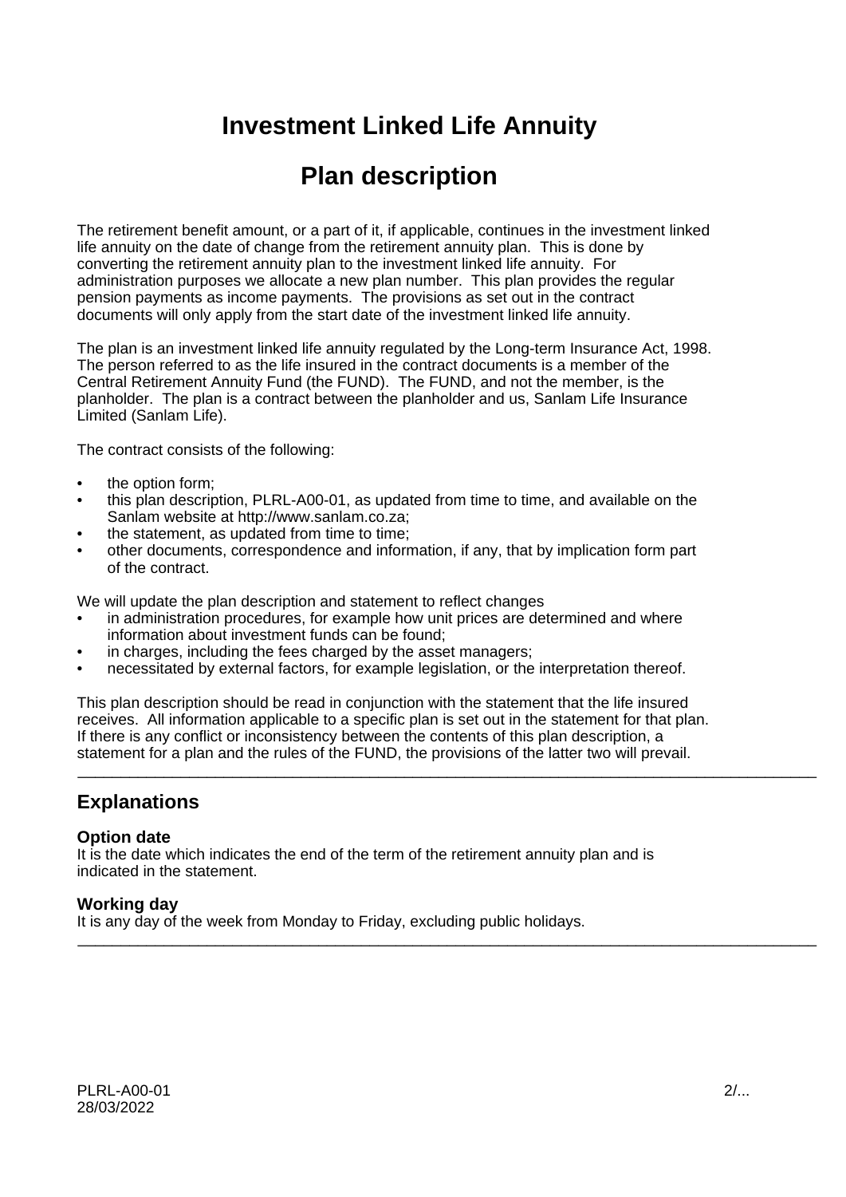# Investment Linked Life Annuity

# Plan description

The retirement benefit amount, or a part of it, if applicable, continues in the investment linked life annuity on the date of change from the retirement annuity plan. This is done by converting the retirement annuity plan to the investment linked life annuity. For administration purposes we allocate a new plan number. This plan provides the regular pension payments as income payments. The provisions as set out in the contract documents will only apply from the start date of the investment linked life annuity.

The plan is an investment linked life annuity regulated by the Long-term Insurance Act, 1998. The person referred to as the life insured in the contract documents is a member of the Central Retirement Annuity Fund (the FUND). The FUND, and not the member, is the planholder. The plan is a contract between the planholder and us, Sanlam Life Insurance Limited (Sanlam Life).

The contract consists of the following:

- the option form;
- this plan description, PLRL-A00-01, as updated from time to time, and available on the Sanlam website at http://www.sanlam.co.za;
- the statement, as updated from time to time;
- other documents, correspondence and information, if any, that by implication form part of the contract.

We will update the plan description and statement to reflect changes

- in administration procedures, for example how unit prices are determined and where information about investment funds can be found;
- in charges, including the fees charged by the asset managers;
- necessitated by external factors, for example legislation, or the interpretation thereof.

This plan description should be read in conjunction with the statement that the life insured receives. All information applicable to a specific plan is set out in the statement for that plan. If there is any conflict or inconsistency between the contents of this plan description, a statement for a plan and the rules of the FUND, the provisions of the latter two will prevail.

---

## Explanations

### Option date

It is the date which indicates the end of the term of the retirement annuity plan and is indicated in the statement.

### Working day

It is any day of the week from Monday to Friday, excluding public holidays.

---

PLRL-A00-01
28/03/2022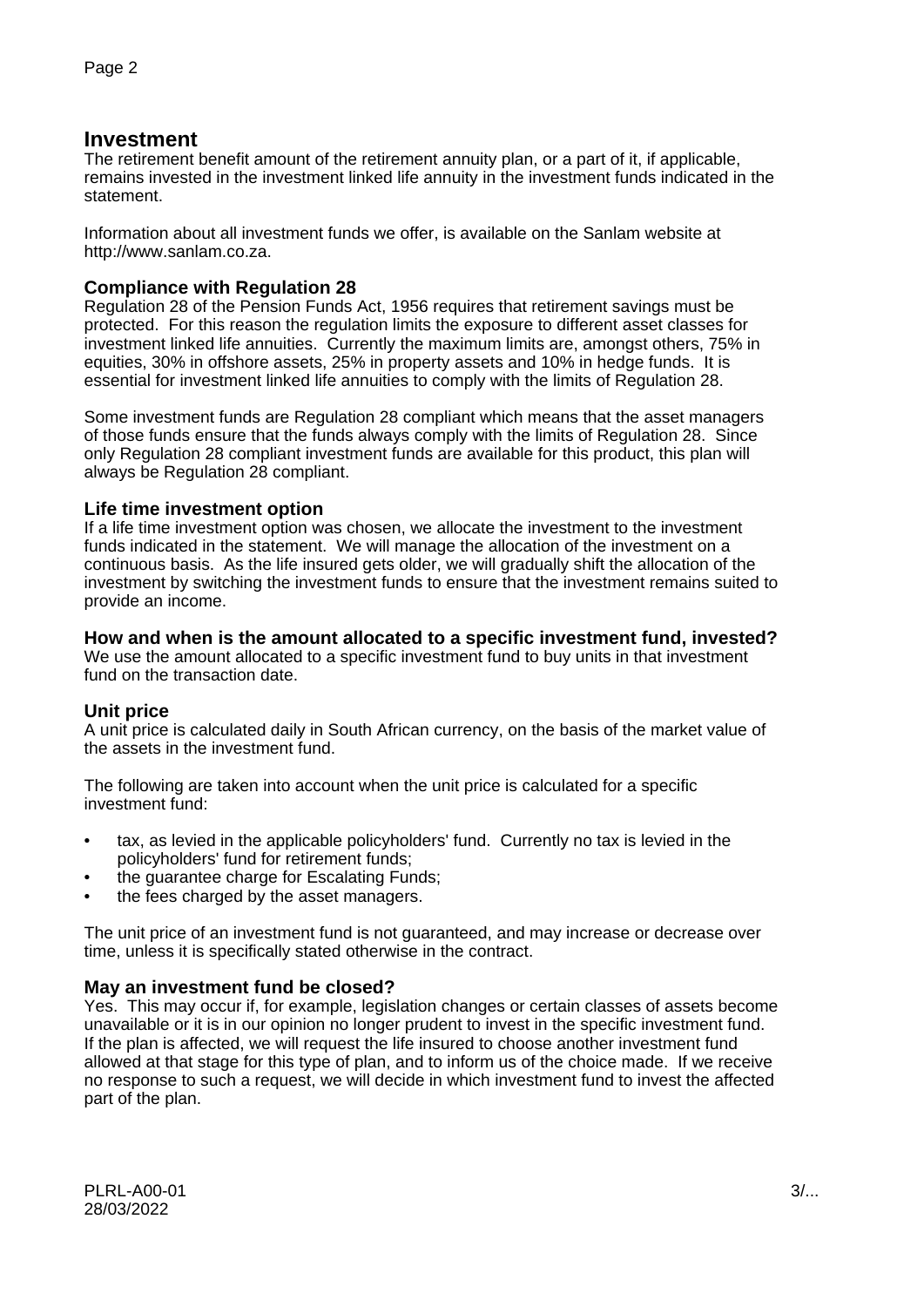## Investment

The retirement benefit amount of the retirement annuity plan, or a part of it, if applicable, remains invested in the investment linked life annuity in the investment funds indicated in the statement.

Information about all investment funds we offer, is available on the Sanlam website at http://www.sanlam.co.za.

### Compliance with Regulation 28

Regulation 28 of the Pension Funds Act, 1956 requires that retirement savings must be protected. For this reason the regulation limits the exposure to different asset classes for investment linked life annuities. Currently the maximum limits are, amongst others, 75% in equities, 30% in offshore assets, 25% in property assets and 10% in hedge funds. It is essential for investment linked life annuities to comply with the limits of Regulation 28.

Some investment funds are Regulation 28 compliant which means that the asset managers of those funds ensure that the funds always comply with the limits of Regulation 28. Since only Regulation 28 compliant investment funds are available for this product, this plan will always be Regulation 28 compliant.

### Life time investment option

If a life time investment option was chosen, we allocate the investment to the investment funds indicated in the statement. We will manage the allocation of the investment on a continuous basis. As the life insured gets older, we will gradually shift the allocation of the investment by switching the investment funds to ensure that the investment remains suited to provide an income.

### How and when is the amount allocated to a specific investment fund, invested?

We use the amount allocated to a specific investment fund to buy units in that investment fund on the transaction date.

### Unit price

A unit price is calculated daily in South African currency, on the basis of the market value of the assets in the investment fund.

The following are taken into account when the unit price is calculated for a specific investment fund:

- tax, as levied in the applicable policyholders' fund. Currently no tax is levied in the policyholders' fund for retirement funds;
- the guarantee charge for Escalating Funds;
- the fees charged by the asset managers.

The unit price of an investment fund is not guaranteed, and may increase or decrease over time, unless it is specifically stated otherwise in the contract.

### May an investment fund be closed?

Yes. This may occur if, for example, legislation changes or certain classes of assets become unavailable or it is in our opinion no longer prudent to invest in the specific investment fund. If the plan is affected, we will request the life insured to choose another investment fund allowed at that stage for this type of plan, and to inform us of the choice made. If we receive no response to such a request, we will decide in which investment fund to invest the affected part of the plan.

PLRL-A00-01
28/03/2022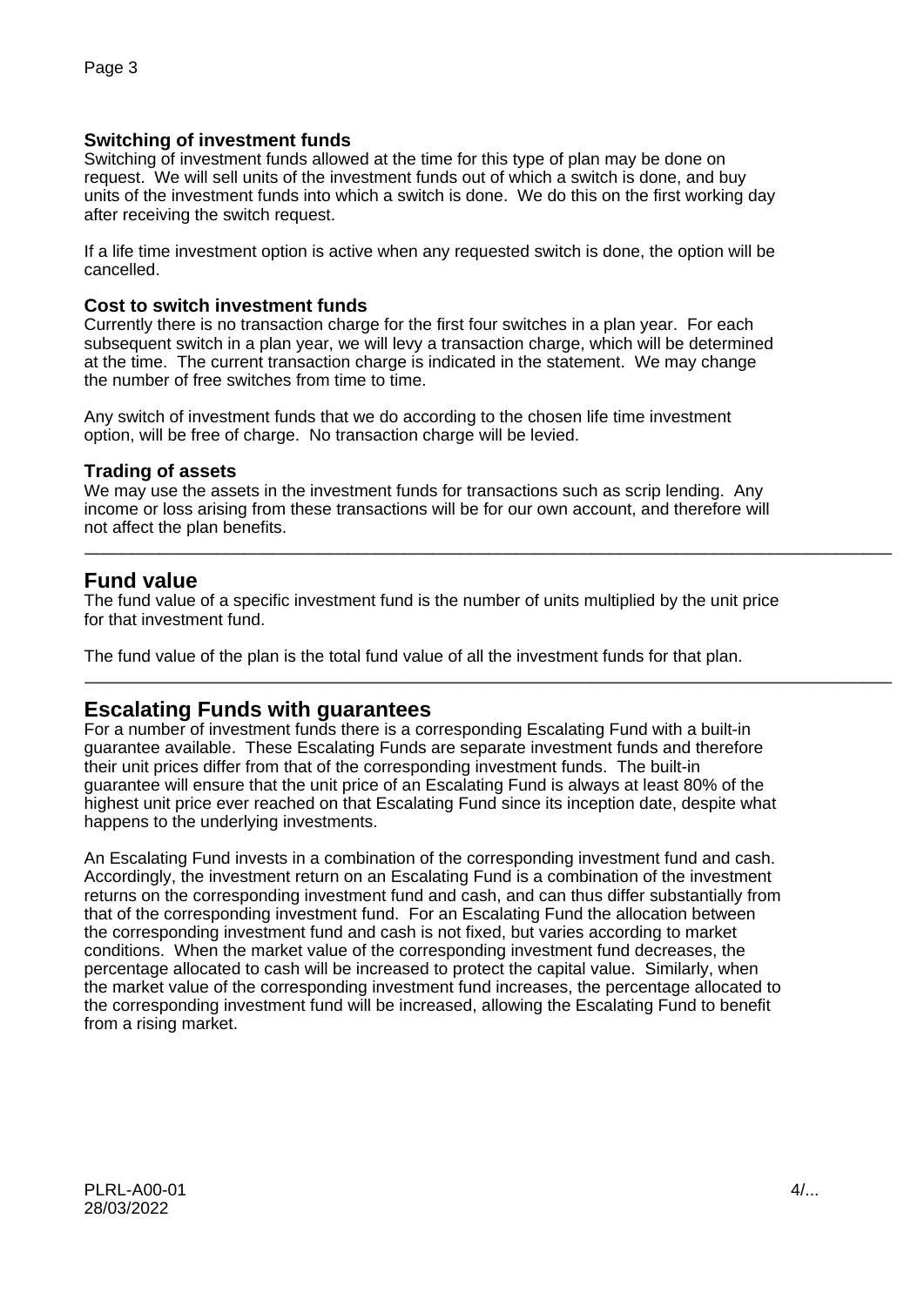### Switching of investment funds

Switching of investment funds allowed at the time for this type of plan may be done on request. We will sell units of the investment funds out of which a switch is done, and buy units of the investment funds into which a switch is done. We do this on the first working day after receiving the switch request.

If a life time investment option is active when any requested switch is done, the option will be cancelled.

### Cost to switch investment funds

Currently there is no transaction charge for the first four switches in a plan year. For each subsequent switch in a plan year, we will levy a transaction charge, which will be determined at the time. The current transaction charge is indicated in the statement. We may change the number of free switches from time to time.

Any switch of investment funds that we do according to the chosen life time investment option, will be free of charge. No transaction charge will be levied.

### Trading of assets

We may use the assets in the investment funds for transactions such as scrip lending. Any income or loss arising from these transactions will be for our own account, and therefore will not affect the plan benefits.

---

## Fund value

The fund value of a specific investment fund is the number of units multiplied by the unit price for that investment fund.

The fund value of the plan is the total fund value of all the investment funds for that plan.

---

## Escalating Funds with guarantees

For a number of investment funds there is a corresponding Escalating Fund with a built-in guarantee available. These Escalating Funds are separate investment funds and therefore their unit prices differ from that of the corresponding investment funds. The built-in guarantee will ensure that the unit price of an Escalating Fund is always at least 80% of the highest unit price ever reached on that Escalating Fund since its inception date, despite what happens to the underlying investments.

An Escalating Fund invests in a combination of the corresponding investment fund and cash. Accordingly, the investment return on an Escalating Fund is a combination of the investment returns on the corresponding investment fund and cash, and can thus differ substantially from that of the corresponding investment fund. For an Escalating Fund the allocation between the corresponding investment fund and cash is not fixed, but varies according to market conditions. When the market value of the corresponding investment fund decreases, the percentage allocated to cash will be increased to protect the capital value. Similarly, when the market value of the corresponding investment fund increases, the percentage allocated to the corresponding investment fund will be increased, allowing the Escalating Fund to benefit from a rising market.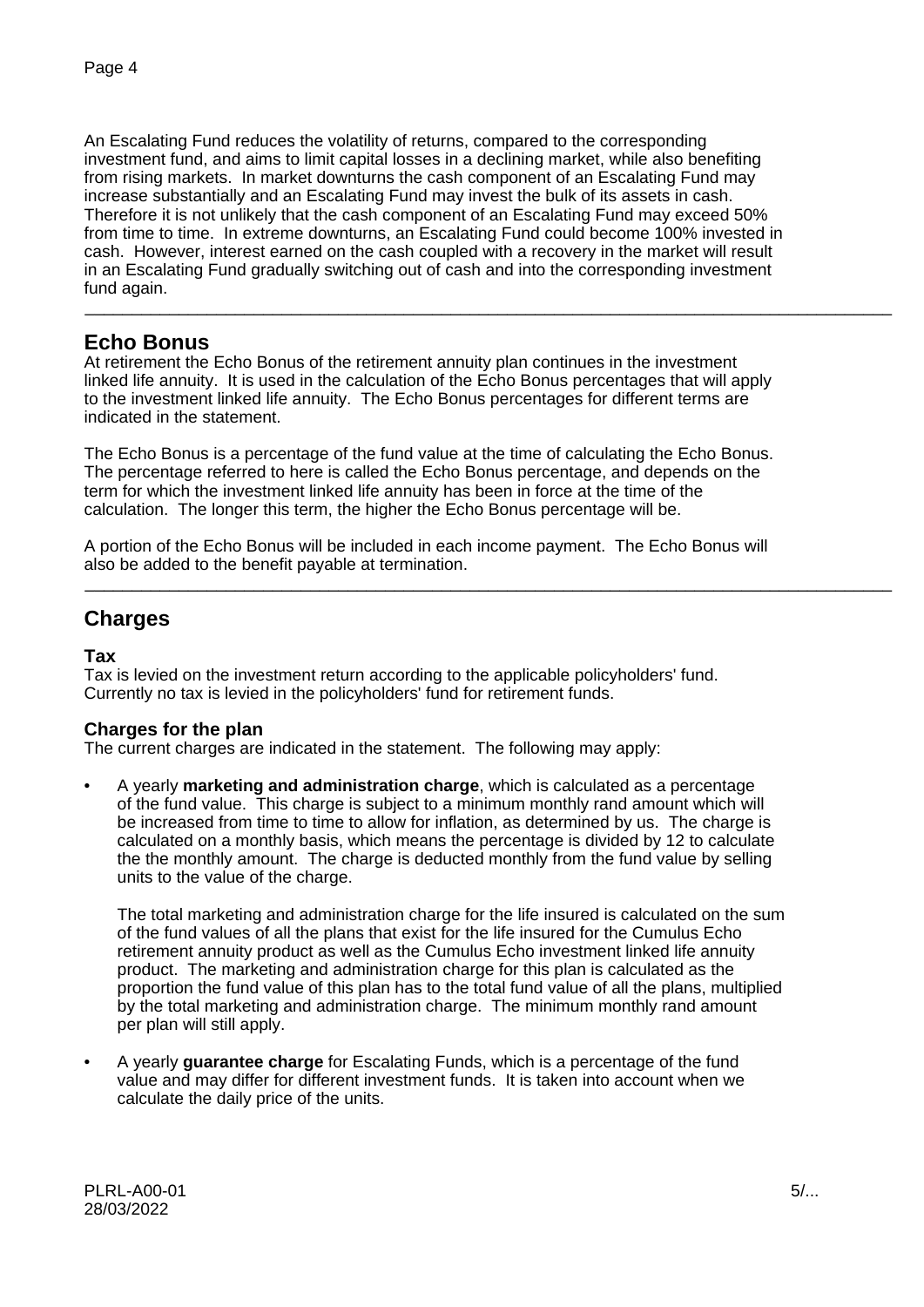An Escalating Fund reduces the volatility of returns, compared to the corresponding investment fund, and aims to limit capital losses in a declining market, while also benefiting from rising markets. In market downturns the cash component of an Escalating Fund may increase substantially and an Escalating Fund may invest the bulk of its assets in cash. Therefore it is not unlikely that the cash component of an Escalating Fund may exceed 50% from time to time. In extreme downturns, an Escalating Fund could become 100% invested in cash. However, interest earned on the cash coupled with a recovery in the market will result in an Escalating Fund gradually switching out of cash and into the corresponding investment fund again.

---

## Echo Bonus

At retirement the Echo Bonus of the retirement annuity plan continues in the investment linked life annuity. It is used in the calculation of the Echo Bonus percentages that will apply to the investment linked life annuity. The Echo Bonus percentages for different terms are indicated in the statement.

The Echo Bonus is a percentage of the fund value at the time of calculating the Echo Bonus. The percentage referred to here is called the Echo Bonus percentage, and depends on the term for which the investment linked life annuity has been in force at the time of the calculation. The longer this term, the higher the Echo Bonus percentage will be.

A portion of the Echo Bonus will be included in each income payment. The Echo Bonus will also be added to the benefit payable at termination.

---

## Charges

### Tax

Tax is levied on the investment return according to the applicable policyholders' fund. Currently no tax is levied in the policyholders' fund for retirement funds.

### Charges for the plan

The current charges are indicated in the statement. The following may apply:

- A yearly **marketing and administration charge**, which is calculated as a percentage of the fund value. This charge is subject to a minimum monthly rand amount which will be increased from time to time to allow for inflation, as determined by us. The charge is calculated on a monthly basis, which means the percentage is divided by 12 to calculate the the monthly amount. The charge is deducted monthly from the fund value by selling units to the value of the charge.

  The total marketing and administration charge for the life insured is calculated on the sum of the fund values of all the plans that exist for the life insured for the Cumulus Echo retirement annuity product as well as the Cumulus Echo investment linked life annuity product. The marketing and administration charge for this plan is calculated as the proportion the fund value of this plan has to the total fund value of all the plans, multiplied by the total marketing and administration charge. The minimum monthly rand amount per plan will still apply.

- A yearly **guarantee charge** for Escalating Funds, which is a percentage of the fund value and may differ for different investment funds. It is taken into account when we calculate the daily price of the units.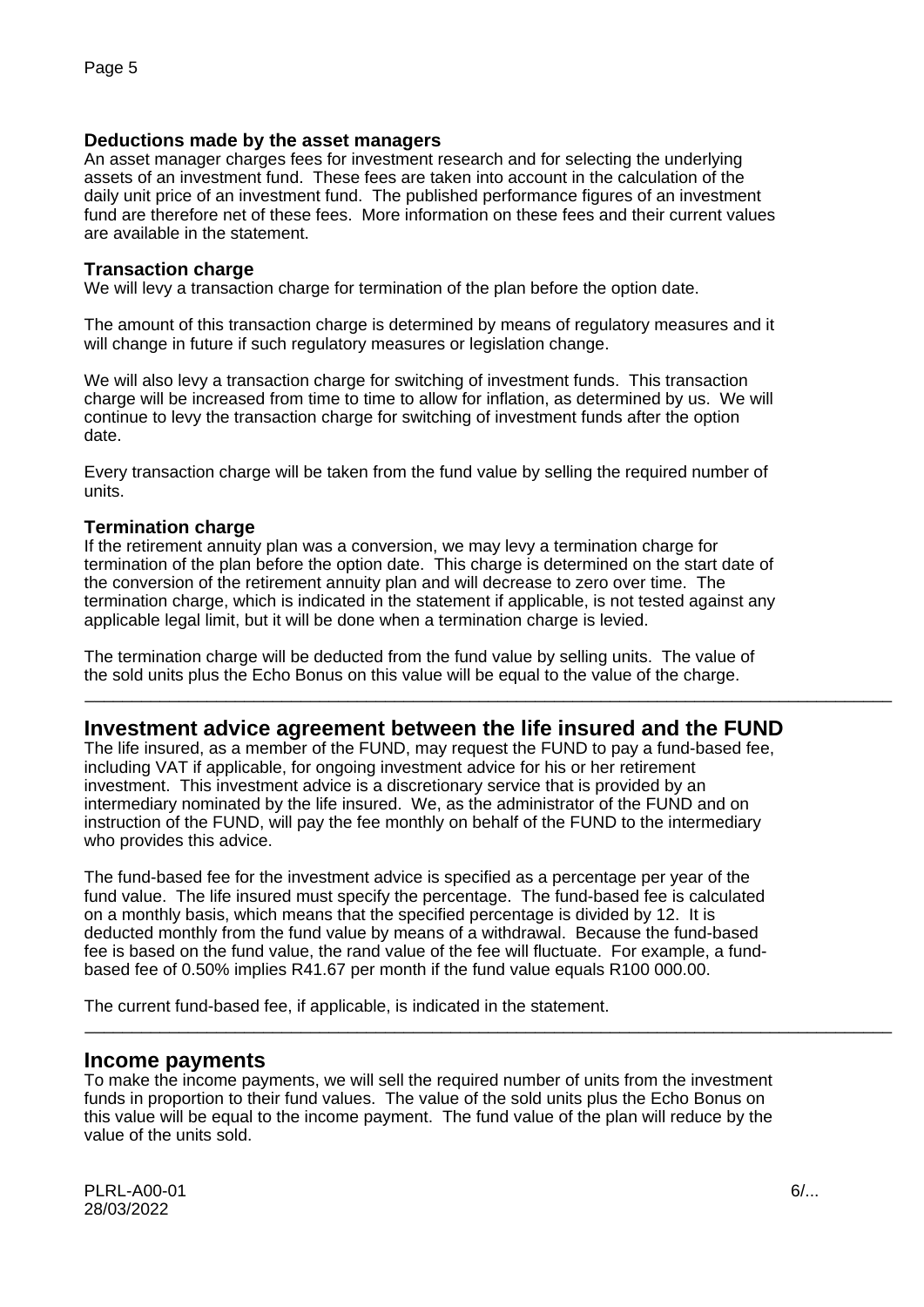### Deductions made by the asset managers

An asset manager charges fees for investment research and for selecting the underlying assets of an investment fund. These fees are taken into account in the calculation of the daily unit price of an investment fund. The published performance figures of an investment fund are therefore net of these fees. More information on these fees and their current values are available in the statement.

### Transaction charge

We will levy a transaction charge for termination of the plan before the option date.

The amount of this transaction charge is determined by means of regulatory measures and it will change in future if such regulatory measures or legislation change.

We will also levy a transaction charge for switching of investment funds. This transaction charge will be increased from time to time to allow for inflation, as determined by us. We will continue to levy the transaction charge for switching of investment funds after the option date.

Every transaction charge will be taken from the fund value by selling the required number of units.

### Termination charge

If the retirement annuity plan was a conversion, we may levy a termination charge for termination of the plan before the option date. This charge is determined on the start date of the conversion of the retirement annuity plan and will decrease to zero over time. The termination charge, which is indicated in the statement if applicable, is not tested against any applicable legal limit, but it will be done when a termination charge is levied.

The termination charge will be deducted from the fund value by selling units. The value of the sold units plus the Echo Bonus on this value will be equal to the value of the charge.

---

## Investment advice agreement between the life insured and the FUND

The life insured, as a member of the FUND, may request the FUND to pay a fund-based fee, including VAT if applicable, for ongoing investment advice for his or her retirement investment. This investment advice is a discretionary service that is provided by an intermediary nominated by the life insured. We, as the administrator of the FUND and on instruction of the FUND, will pay the fee monthly on behalf of the FUND to the intermediary who provides this advice.

The fund-based fee for the investment advice is specified as a percentage per year of the fund value. The life insured must specify the percentage. The fund-based fee is calculated on a monthly basis, which means that the specified percentage is divided by 12. It is deducted monthly from the fund value by means of a withdrawal. Because the fund-based fee is based on the fund value, the rand value of the fee will fluctuate. For example, a fund-based fee of 0.50% implies R41.67 per month if the fund value equals R100 000.00.

The current fund-based fee, if applicable, is indicated in the statement.

---

## Income payments

To make the income payments, we will sell the required number of units from the investment funds in proportion to their fund values. The value of the sold units plus the Echo Bonus on this value will be equal to the income payment. The fund value of the plan will reduce by the value of the units sold.

PLRL-A00-01
28/03/2022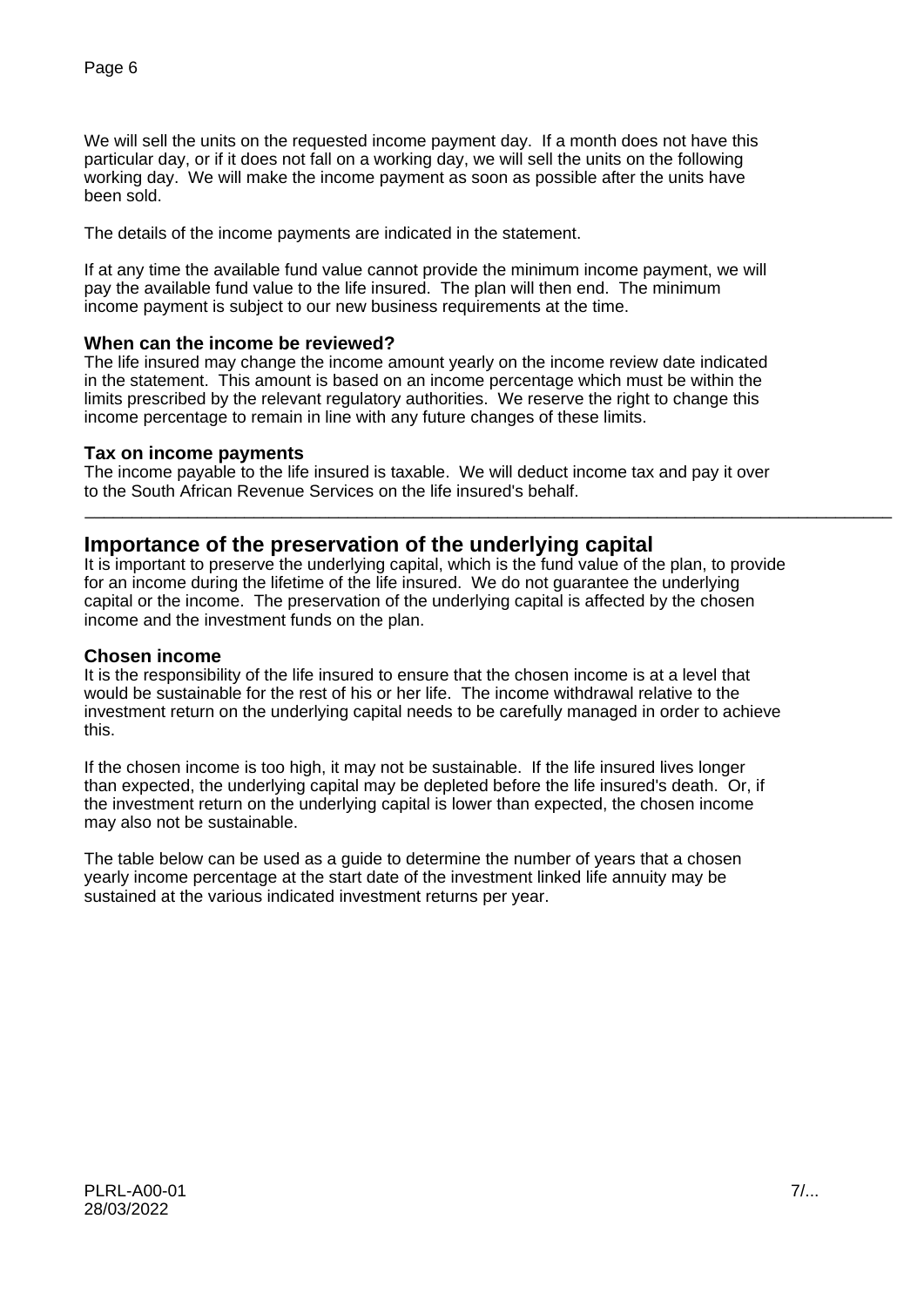We will sell the units on the requested income payment day. If a month does not have this particular day, or if it does not fall on a working day, we will sell the units on the following working day. We will make the income payment as soon as possible after the units have been sold.

The details of the income payments are indicated in the statement.

If at any time the available fund value cannot provide the minimum income payment, we will pay the available fund value to the life insured. The plan will then end. The minimum income payment is subject to our new business requirements at the time.

### When can the income be reviewed?

The life insured may change the income amount yearly on the income review date indicated in the statement. This amount is based on an income percentage which must be within the limits prescribed by the relevant regulatory authorities. We reserve the right to change this income percentage to remain in line with any future changes of these limits.

### Tax on income payments

The income payable to the life insured is taxable. We will deduct income tax and pay it over to the South African Revenue Services on the life insured's behalf.

---

## Importance of the preservation of the underlying capital

It is important to preserve the underlying capital, which is the fund value of the plan, to provide for an income during the lifetime of the life insured. We do not guarantee the underlying capital or the income. The preservation of the underlying capital is affected by the chosen income and the investment funds on the plan.

### Chosen income

It is the responsibility of the life insured to ensure that the chosen income is at a level that would be sustainable for the rest of his or her life. The income withdrawal relative to the investment return on the underlying capital needs to be carefully managed in order to achieve this.

If the chosen income is too high, it may not be sustainable. If the life insured lives longer than expected, the underlying capital may be depleted before the life insured's death. Or, if the investment return on the underlying capital is lower than expected, the chosen income may also not be sustainable.

The table below can be used as a guide to determine the number of years that a chosen yearly income percentage at the start date of the investment linked life annuity may be sustained at the various indicated investment returns per year.

PLRL-A00-01
28/03/2022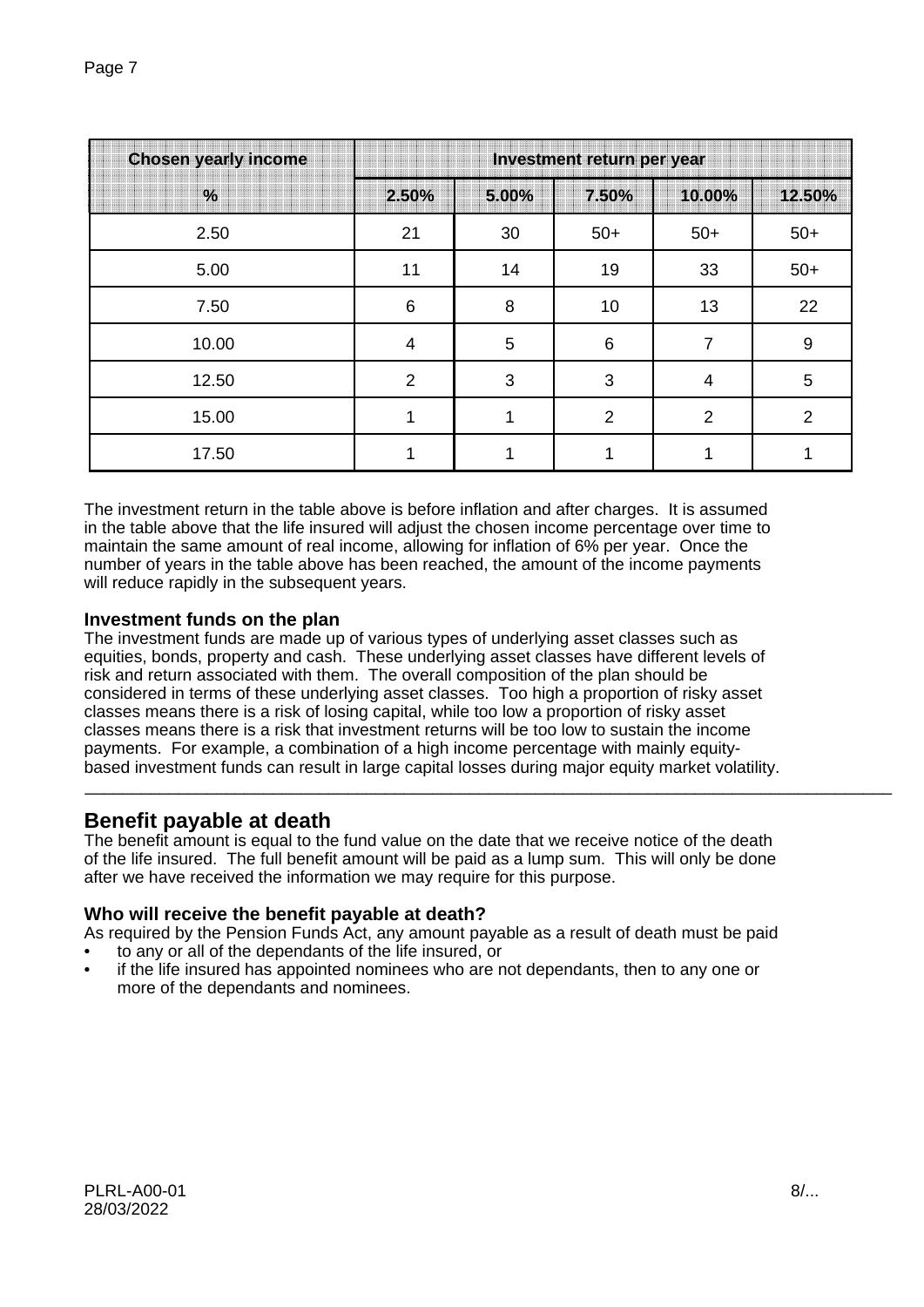| Chosen yearly income | Investment return per year | | | | |
|---|---|---|---|---|---|
| % | 2.50% | 5.00% | 7.50% | 10.00% | 12.50% |
| 2.50 | 21 | 30 | 50+ | 50+ | 50+ |
| 5.00 | 11 | 14 | 19 | 33 | 50+ |
| 7.50 | 6 | 8 | 10 | 13 | 22 |
| 10.00 | 4 | 5 | 6 | 7 | 9 |
| 12.50 | 2 | 3 | 3 | 4 | 5 |
| 15.00 | 1 | 1 | 2 | 2 | 2 |
| 17.50 | 1 | 1 | 1 | 1 | 1 |

The investment return in the table above is before inflation and after charges. It is assumed in the table above that the life insured will adjust the chosen income percentage over time to maintain the same amount of real income, allowing for inflation of 6% per year. Once the number of years in the table above has been reached, the amount of the income payments will reduce rapidly in the subsequent years.

### Investment funds on the plan

The investment funds are made up of various types of underlying asset classes such as equities, bonds, property and cash. These underlying asset classes have different levels of risk and return associated with them. The overall composition of the plan should be considered in terms of these underlying asset classes. Too high a proportion of risky asset classes means there is a risk of losing capital, while too low a proportion of risky asset classes means there is a risk that investment returns will be too low to sustain the income payments. For example, a combination of a high income percentage with mainly equity-based investment funds can result in large capital losses during major equity market volatility.

---

## Benefit payable at death

The benefit amount is equal to the fund value on the date that we receive notice of the death of the life insured. The full benefit amount will be paid as a lump sum. This will only be done after we have received the information we may require for this purpose.

### Who will receive the benefit payable at death?

As required by the Pension Funds Act, any amount payable as a result of death must be paid

- to any or all of the dependants of the life insured, or
- if the life insured has appointed nominees who are not dependants, then to any one or more of the dependants and nominees.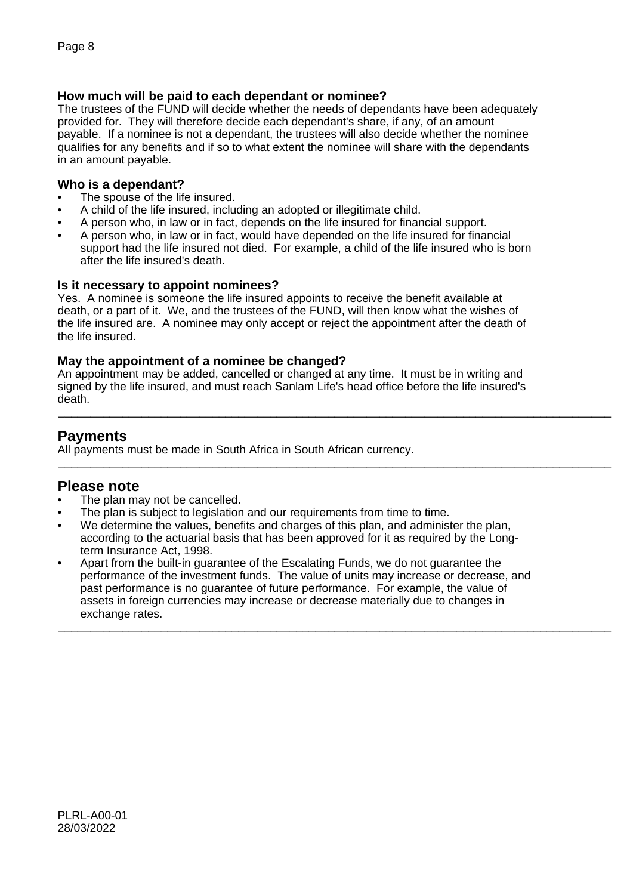### How much will be paid to each dependant or nominee?

The trustees of the FUND will decide whether the needs of dependants have been adequately provided for. They will therefore decide each dependant's share, if any, of an amount payable. If a nominee is not a dependant, the trustees will also decide whether the nominee qualifies for any benefits and if so to what extent the nominee will share with the dependants in an amount payable.

### Who is a dependant?

- The spouse of the life insured.
- A child of the life insured, including an adopted or illegitimate child.
- A person who, in law or in fact, depends on the life insured for financial support.
- A person who, in law or in fact, would have depended on the life insured for financial support had the life insured not died. For example, a child of the life insured who is born after the life insured's death.

### Is it necessary to appoint nominees?

Yes. A nominee is someone the life insured appoints to receive the benefit available at death, or a part of it. We, and the trustees of the FUND, will then know what the wishes of the life insured are. A nominee may only accept or reject the appointment after the death of the life insured.

### May the appointment of a nominee be changed?

An appointment may be added, cancelled or changed at any time. It must be in writing and signed by the life insured, and must reach Sanlam Life's head office before the life insured's death.

---

## Payments

All payments must be made in South Africa in South African currency.

---

## Please note

- The plan may not be cancelled.
- The plan is subject to legislation and our requirements from time to time.
- We determine the values, benefits and charges of this plan, and administer the plan, according to the actuarial basis that has been approved for it as required by the Long-term Insurance Act, 1998.
- Apart from the built-in guarantee of the Escalating Funds, we do not guarantee the performance of the investment funds. The value of units may increase or decrease, and past performance is no guarantee of future performance. For example, the value of assets in foreign currencies may increase or decrease materially due to changes in exchange rates.

---

PLRL-A00-01
28/03/2022